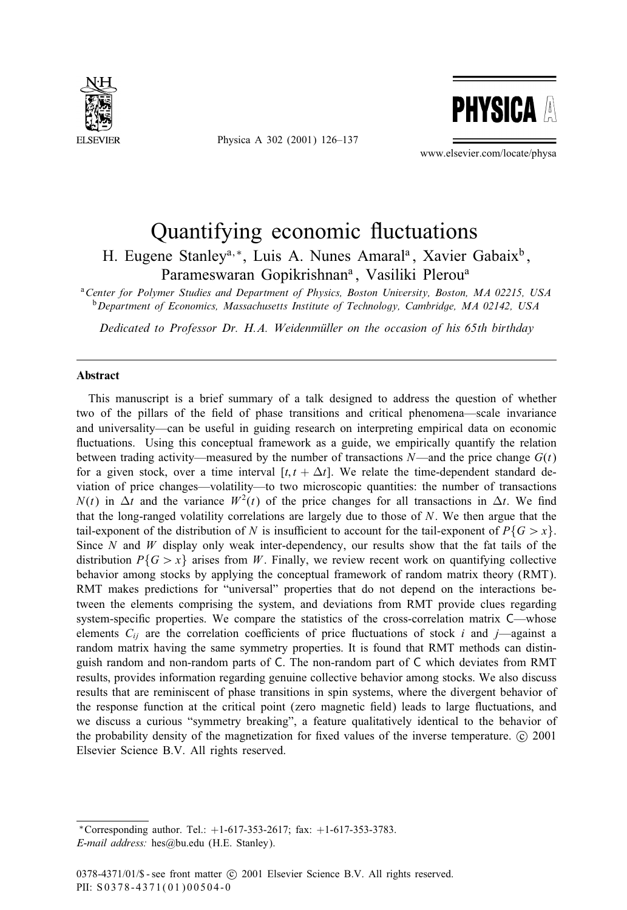# Quantifying economic fluctuations

H. Eugene Stanley[a,*], Luis A. Nunes Amaral[a], Xavier Gabaix[b], Parameswaran Gopikrishnan[a], Vasiliki Plerou[a]

[a] *Center for Polymer Studies and Department of Physics, Boston University, Boston, MA 02215, USA*

[b] *Department of Economics, Massachusetts Institute of Technology, Cambridge, MA 02142, USA*

*Dedicated to Professor Dr. H.A. Weidenmüller on the occasion of his 65th birthday*

---

## Abstract

This manuscript is a brief summary of a talk designed to address the question of whether two of the pillars of the field of phase transitions and critical phenomena—scale invariance and universality—can be useful in guiding research on interpreting empirical data on economic fluctuations. Using this conceptual framework as a guide, we empirically quantify the relation between trading activity—measured by the number of transactions $N$—and the price change $G(t)$ for a given stock, over a time interval $[t, t + \Delta t]$. We relate the time-dependent standard deviation of price changes—volatility—to two microscopic quantities: the number of transactions $N(t)$ in $\Delta t$ and the variance $W^2(t)$ of the price changes for all transactions in $\Delta t$. We find that the long-ranged volatility correlations are largely due to those of $N$. We then argue that the tail-exponent of the distribution of $N$ is insufficient to account for the tail-exponent of $P\{G > x\}$. Since $N$ and $W$ display only weak inter-dependency, our results show that the fat tails of the distribution $P\{G > x\}$ arises from $W$. Finally, we review recent work on quantifying collective behavior among stocks by applying the conceptual framework of random matrix theory (RMT). RMT makes predictions for "universal" properties that do not depend on the interactions between the elements comprising the system, and deviations from RMT provide clues regarding system-specific properties. We compare the statistics of the cross-correlation matrix $\mathsf{C}$—whose elements $C_{ij}$ are the correlation coefficients of price fluctuations of stock $i$ and $j$—against a random matrix having the same symmetry properties. It is found that RMT methods can distinguish random and non-random parts of $\mathsf{C}$. The non-random part of $\mathsf{C}$ which deviates from RMT results, provides information regarding genuine collective behavior among stocks. We also discuss results that are reminiscent of phase transitions in spin systems, where the divergent behavior of the response function at the critical point (zero magnetic field) leads to large fluctuations, and we discuss a curious "symmetry breaking", a feature qualitatively identical to the behavior of the probability density of the magnetization for fixed values of the inverse temperature. © 2001 Elsevier Science B.V. All rights reserved.

---

*Corresponding author. Tel.: +1-617-353-2617; fax: +1-617-353-3783.
*E-mail address:* hes@bu.edu (H.E. Stanley).

0378-4371/01/$ - see front matter © 2001 Elsevier Science B.V. All rights reserved.
PII: S0378-4371(01)00504-0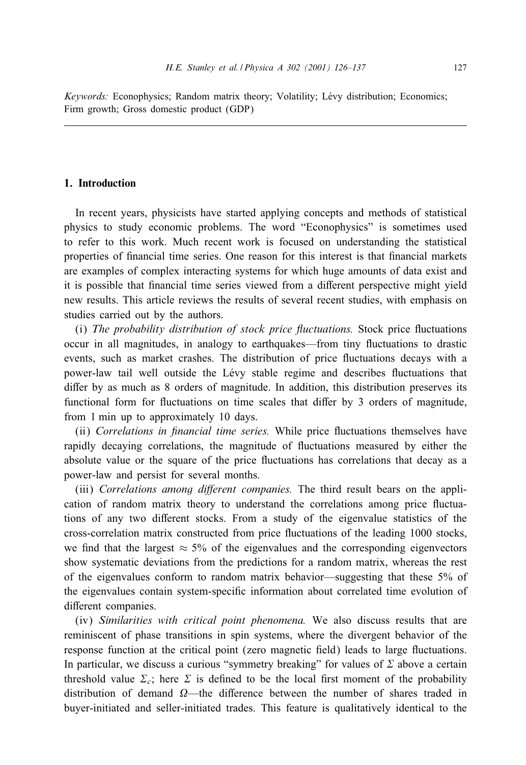*Keywords:* Econophysics; Random matrix theory; Volatility; Lévy distribution; Economics; Firm growth; Gross domestic product (GDP)

## 1. Introduction

In recent years, physicists have started applying concepts and methods of statistical physics to study economic problems. The word "Econophysics" is sometimes used to refer to this work. Much recent work is focused on understanding the statistical properties of financial time series. One reason for this interest is that financial markets are examples of complex interacting systems for which huge amounts of data exist and it is possible that financial time series viewed from a different perspective might yield new results. This article reviews the results of several recent studies, with emphasis on studies carried out by the authors.

(i) *The probability distribution of stock price fluctuations.* Stock price fluctuations occur in all magnitudes, in analogy to earthquakes—from tiny fluctuations to drastic events, such as market crashes. The distribution of price fluctuations decays with a power-law tail well outside the Lévy stable regime and describes fluctuations that differ by as much as 8 orders of magnitude. In addition, this distribution preserves its functional form for fluctuations on time scales that differ by 3 orders of magnitude, from 1 min up to approximately 10 days.

(ii) *Correlations in financial time series.* While price fluctuations themselves have rapidly decaying correlations, the magnitude of fluctuations measured by either the absolute value or the square of the price fluctuations has correlations that decay as a power-law and persist for several months.

(iii) *Correlations among different companies.* The third result bears on the application of random matrix theory to understand the correlations among price fluctuations of any two different stocks. From a study of the eigenvalue statistics of the cross-correlation matrix constructed from price fluctuations of the leading 1000 stocks, we find that the largest $\approx 5\%$ of the eigenvalues and the corresponding eigenvectors show systematic deviations from the predictions for a random matrix, whereas the rest of the eigenvalues conform to random matrix behavior—suggesting that these 5% of the eigenvalues contain system-specific information about correlated time evolution of different companies.

(iv) *Similarities with critical point phenomena.* We also discuss results that are reminiscent of phase transitions in spin systems, where the divergent behavior of the response function at the critical point (zero magnetic field) leads to large fluctuations. In particular, we discuss a curious "symmetry breaking" for values of $\Sigma$ above a certain threshold value $\Sigma_c$; here $\Sigma$ is defined to be the local first moment of the probability distribution of demand $\Omega$—the difference between the number of shares traded in buyer-initiated and seller-initiated trades. This feature is qualitatively identical to the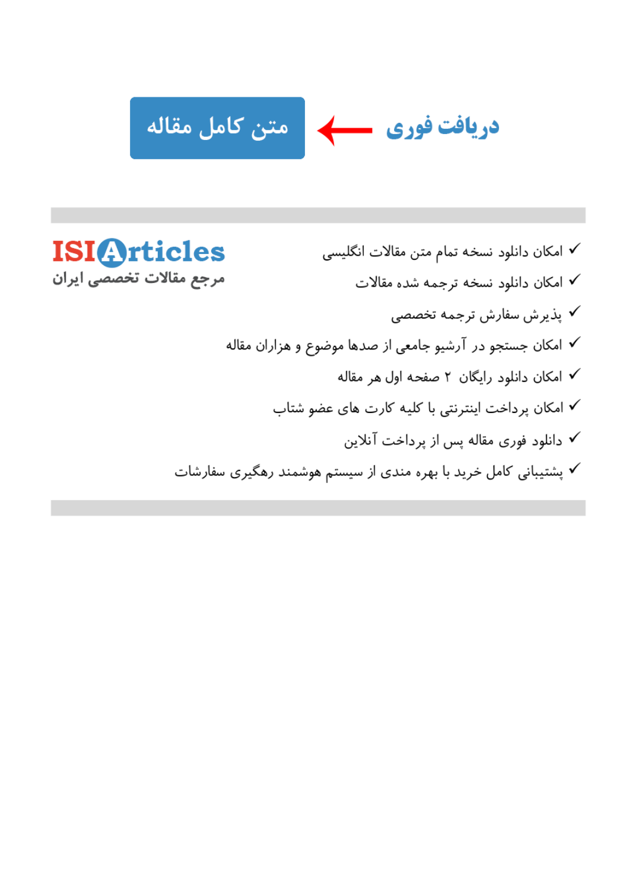دریافت فوری ← متن کامل مقاله

ISIArticles
مرجع مقالات تخصصی ایران

- ✓ امکان دانلود نسخه تمام متن مقالات انگلیسی
- ✓ امکان دانلود نسخه ترجمه شده مقالات
- ✓ پذیرش سفارش ترجمه تخصصی
- ✓ امکان جستجو در آرشیو جامعی از صدها موضوع و هزاران مقاله
- ✓ امکان دانلود رایگان ۲ صفحه اول هر مقاله
- ✓ امکان پرداخت اینترنتی با کلیه کارت های عضو شتاب
- ✓ دانلود فوری مقاله پس از پرداخت آنلاین
- ✓ پشتیبانی کامل خرید با بهره مندی از سیستم هوشمند رهگیری سفارشات